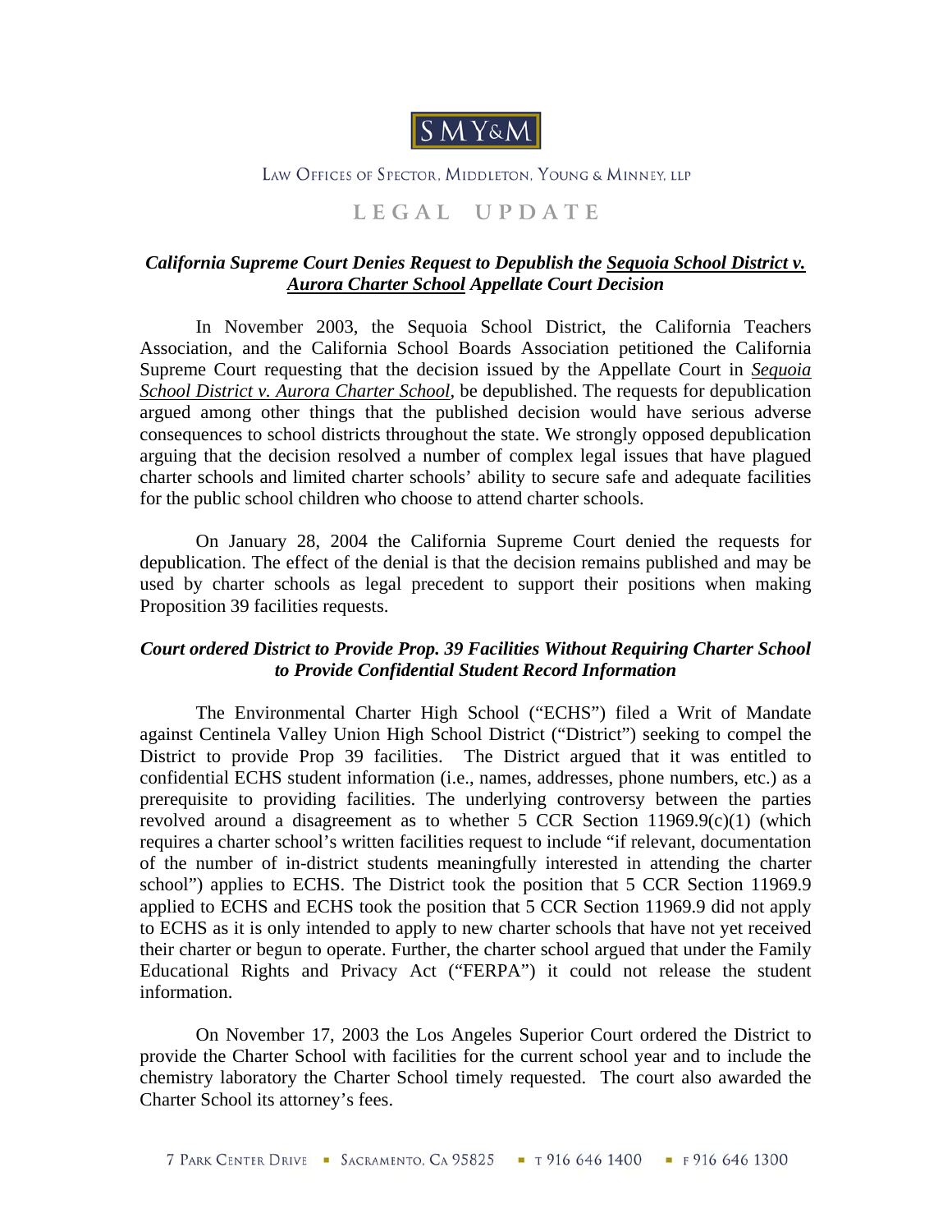SMY&M

LAW OFFICES OF SPECTOR, MIDDLETON, YOUNG & MINNEY, LLP

# LEGAL UPDATE

### ***California Supreme Court Denies Request to Depublish the Sequoia School District v. Aurora Charter School Appellate Court Decision***

In November 2003, the Sequoia School District, the California Teachers Association, and the California School Boards Association petitioned the California Supreme Court requesting that the decision issued by the Appellate Court in *Sequoia School District v. Aurora Charter School*, be depublished. The requests for depublication argued among other things that the published decision would have serious adverse consequences to school districts throughout the state. We strongly opposed depublication arguing that the decision resolved a number of complex legal issues that have plagued charter schools and limited charter schools' ability to secure safe and adequate facilities for the public school children who choose to attend charter schools.

On January 28, 2004 the California Supreme Court denied the requests for depublication. The effect of the denial is that the decision remains published and may be used by charter schools as legal precedent to support their positions when making Proposition 39 facilities requests.

### ***Court ordered District to Provide Prop. 39 Facilities Without Requiring Charter School to Provide Confidential Student Record Information***

The Environmental Charter High School ("ECHS") filed a Writ of Mandate against Centinela Valley Union High School District ("District") seeking to compel the District to provide Prop 39 facilities. The District argued that it was entitled to confidential ECHS student information (i.e., names, addresses, phone numbers, etc.) as a prerequisite to providing facilities. The underlying controversy between the parties revolved around a disagreement as to whether 5 CCR Section 11969.9(c)(1) (which requires a charter school's written facilities request to include "if relevant, documentation of the number of in-district students meaningfully interested in attending the charter school") applies to ECHS. The District took the position that 5 CCR Section 11969.9 applied to ECHS and ECHS took the position that 5 CCR Section 11969.9 did not apply to ECHS as it is only intended to apply to new charter schools that have not yet received their charter or begun to operate. Further, the charter school argued that under the Family Educational Rights and Privacy Act ("FERPA") it could not release the student information.

On November 17, 2003 the Los Angeles Superior Court ordered the District to provide the Charter School with facilities for the current school year and to include the chemistry laboratory the Charter School timely requested. The court also awarded the Charter School its attorney's fees.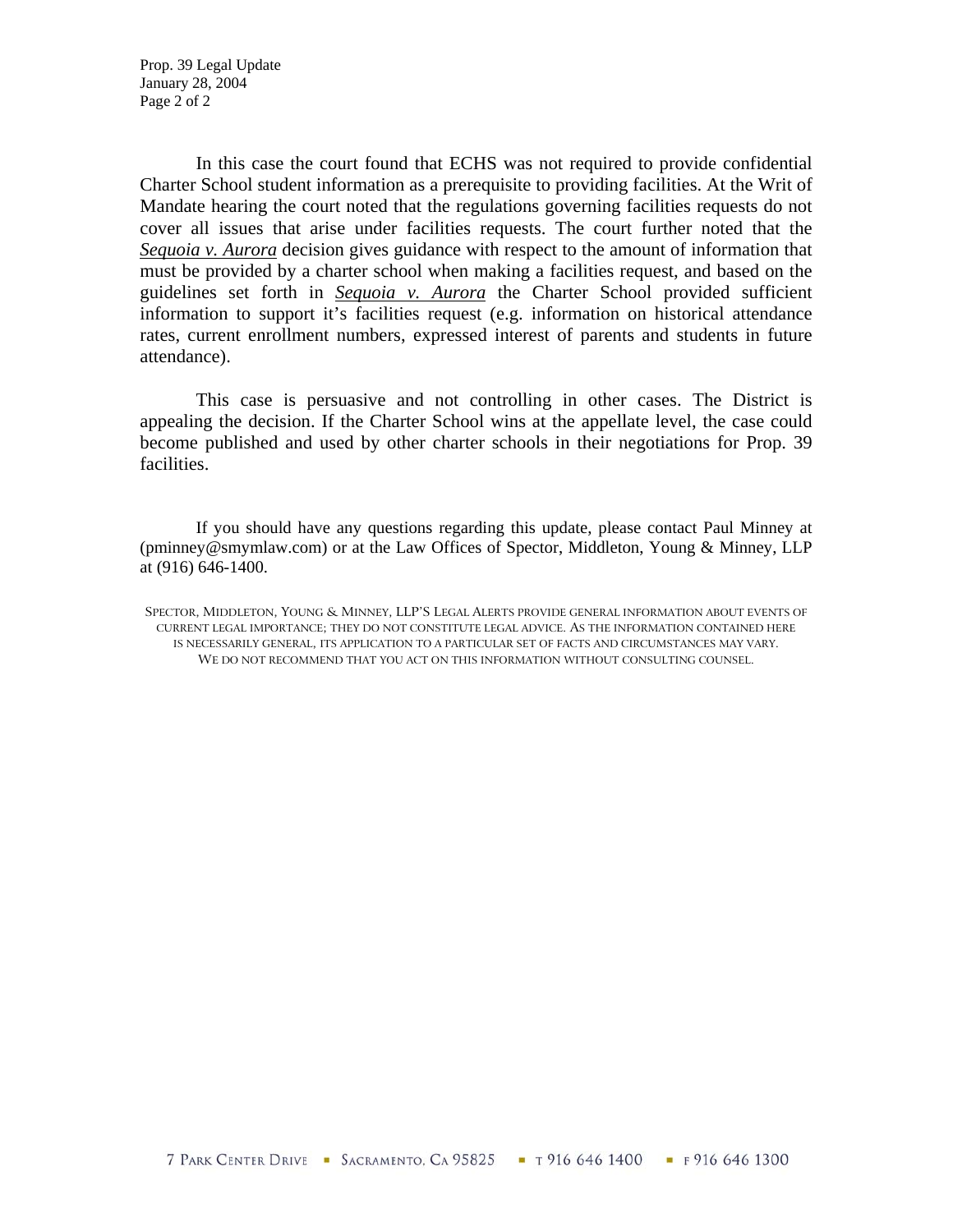In this case the court found that ECHS was not required to provide confidential Charter School student information as a prerequisite to providing facilities. At the Writ of Mandate hearing the court noted that the regulations governing facilities requests do not cover all issues that arise under facilities requests. The court further noted that the ***Sequoia v. Aurora*** decision gives guidance with respect to the amount of information that must be provided by a charter school when making a facilities request, and based on the guidelines set forth in ***Sequoia v. Aurora*** the Charter School provided sufficient information to support it's facilities request (e.g. information on historical attendance rates, current enrollment numbers, expressed interest of parents and students in future attendance).

This case is persuasive and not controlling in other cases. The District is appealing the decision. If the Charter School wins at the appellate level, the case could become published and used by other charter schools in their negotiations for Prop. 39 facilities.

If you should have any questions regarding this update, please contact Paul Minney at (pminney@smymlaw.com) or at the Law Offices of Spector, Middleton, Young & Minney, LLP at (916) 646-1400.

SPECTOR, MIDDLETON, YOUNG & MINNEY, LLP'S LEGAL ALERTS PROVIDE GENERAL INFORMATION ABOUT EVENTS OF CURRENT LEGAL IMPORTANCE; THEY DO NOT CONSTITUTE LEGAL ADVICE. AS THE INFORMATION CONTAINED HERE IS NECESSARILY GENERAL, ITS APPLICATION TO A PARTICULAR SET OF FACTS AND CIRCUMSTANCES MAY VARY. WE DO NOT RECOMMEND THAT YOU ACT ON THIS INFORMATION WITHOUT CONSULTING COUNSEL.